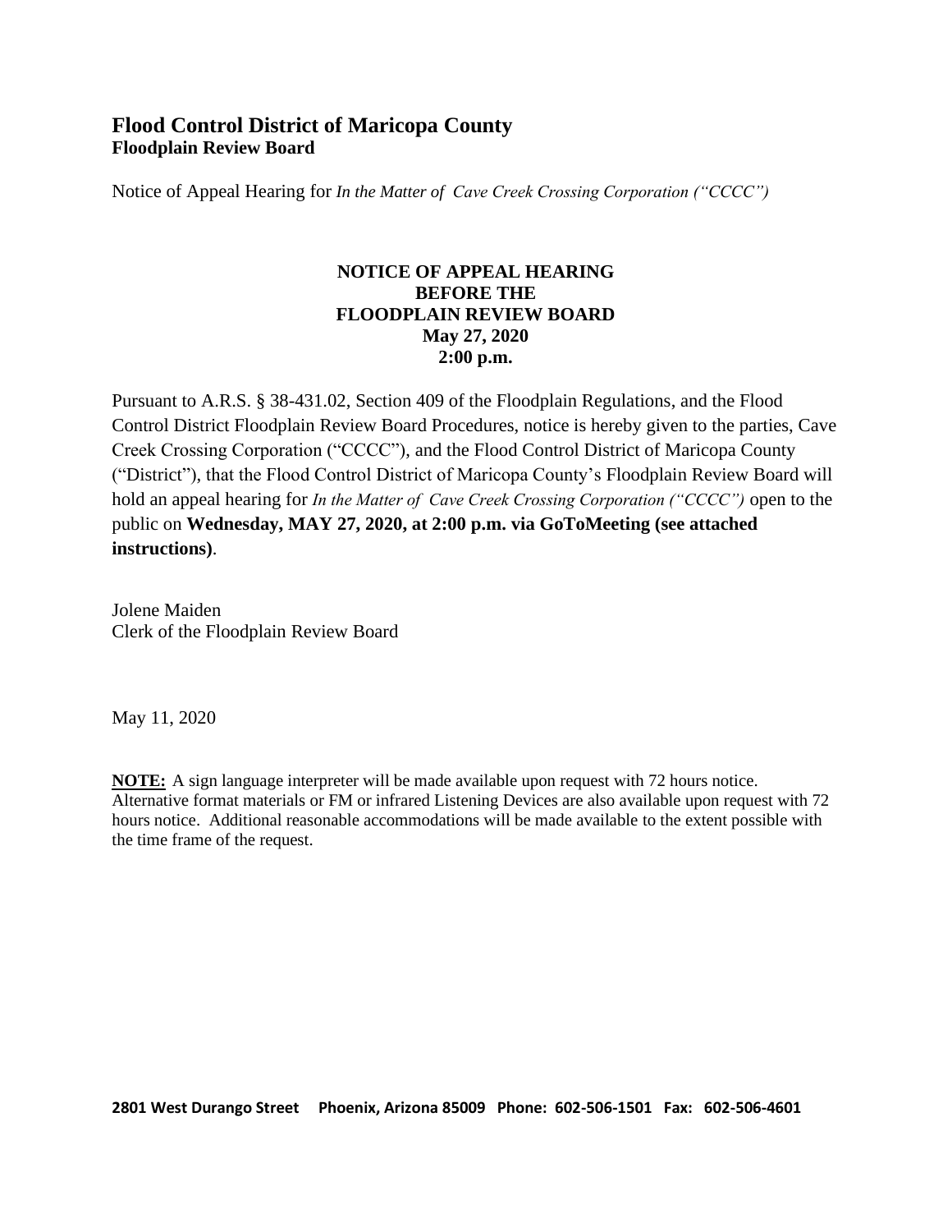# Flood Control District of Maricopa County

## Floodplain Review Board

Notice of Appeal Hearing for *In the Matter of Cave Creek Crossing Corporation ("CCCC")*

**NOTICE OF APPEAL HEARING**
**BEFORE THE**
**FLOODPLAIN REVIEW BOARD**
**May 27, 2020**
**2:00 p.m.**

Pursuant to A.R.S. § 38-431.02, Section 409 of the Floodplain Regulations, and the Flood Control District Floodplain Review Board Procedures, notice is hereby given to the parties, Cave Creek Crossing Corporation ("CCCC"), and the Flood Control District of Maricopa County ("District"), that the Flood Control District of Maricopa County's Floodplain Review Board will hold an appeal hearing for *In the Matter of Cave Creek Crossing Corporation ("CCCC")* open to the public on **Wednesday, MAY 27, 2020, at 2:00 p.m. via GoToMeeting (see attached instructions)**.

Jolene Maiden
Clerk of the Floodplain Review Board

May 11, 2020

**NOTE:** A sign language interpreter will be made available upon request with 72 hours notice. Alternative format materials or FM or infrared Listening Devices are also available upon request with 72 hours notice. Additional reasonable accommodations will be made available to the extent possible with the time frame of the request.

**2801 West Durango Street Phoenix, Arizona 85009 Phone: 602-506-1501 Fax: 602-506-4601**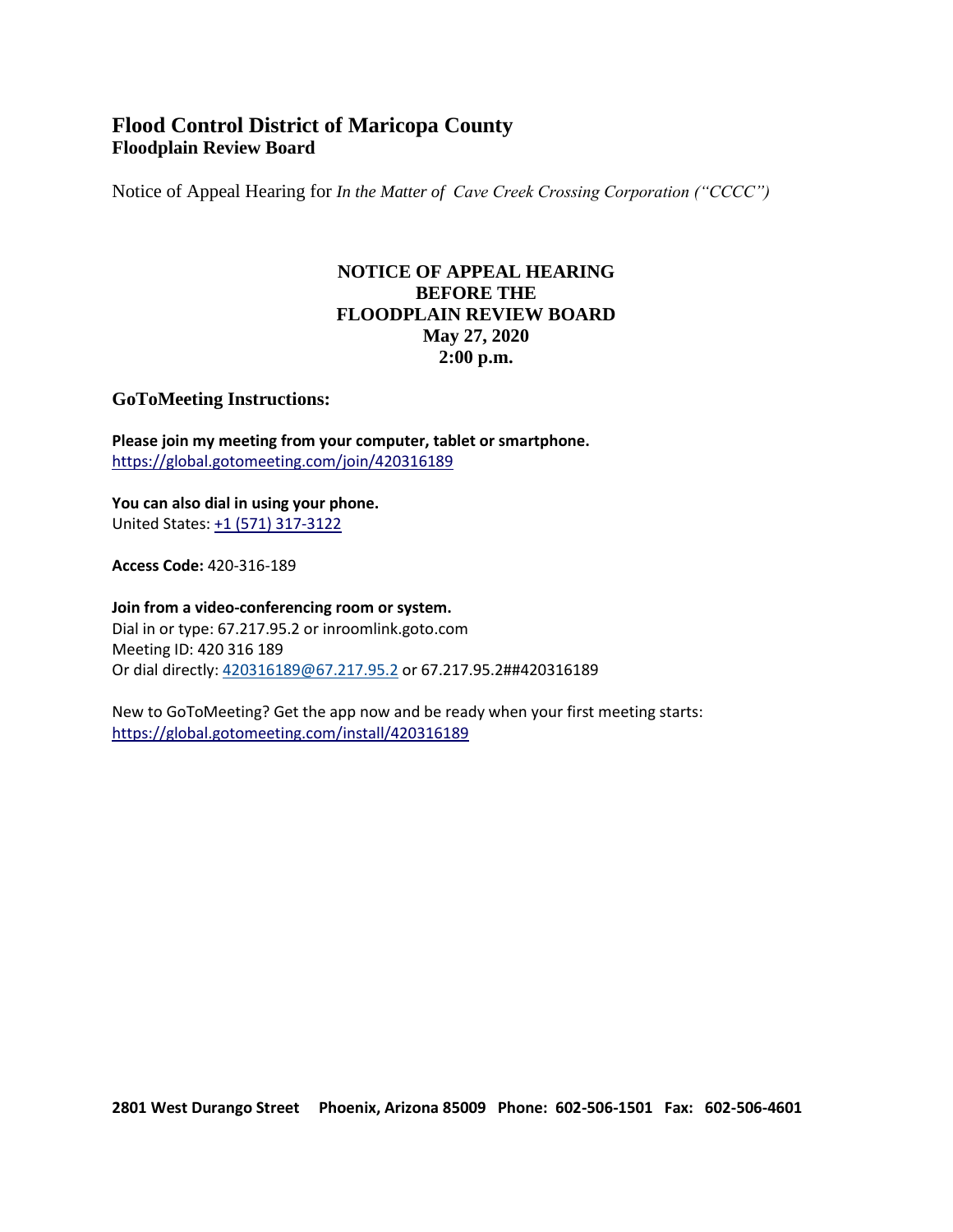# Flood Control District of Maricopa County
## Floodplain Review Board

Notice of Appeal Hearing for *In the Matter of Cave Creek Crossing Corporation ("CCCC")*

**NOTICE OF APPEAL HEARING**
**BEFORE THE**
**FLOODPLAIN REVIEW BOARD**
**May 27, 2020**
**2:00 p.m.**

### GoToMeeting Instructions:

**Please join my meeting from your computer, tablet or smartphone.**
https://global.gotomeeting.com/join/420316189

**You can also dial in using your phone.**
United States: +1 (571) 317-3122

**Access Code:** 420-316-189

**Join from a video-conferencing room or system.**
Dial in or type: 67.217.95.2 or inroomlink.goto.com
Meeting ID: 420 316 189
Or dial directly: 420316189@67.217.95.2 or 67.217.95.2##420316189

New to GoToMeeting? Get the app now and be ready when your first meeting starts:
https://global.gotomeeting.com/install/420316189

**2801 West Durango Street Phoenix, Arizona 85009 Phone: 602-506-1501 Fax: 602-506-4601**